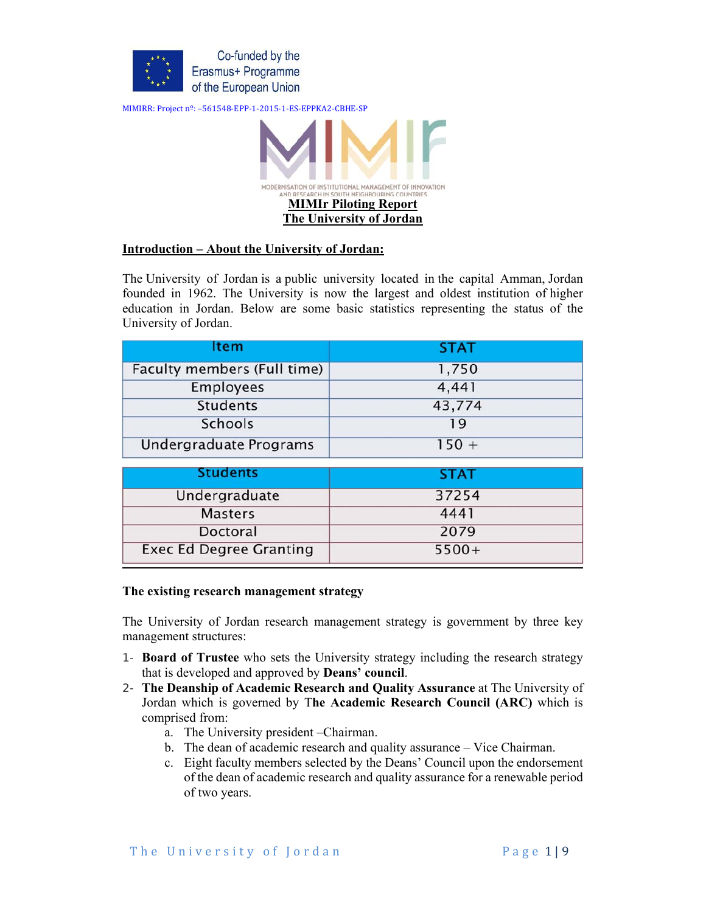Co-funded by the Erasmus+ Programme of the European Union

MIMIRR: Project nº: –561548-EPP-1-2015-1-ES-EPPKA2-CBHE-SP

MODERNISATION OF INSTITUTIONAL MANAGEMENT OF INNOVATION AND RESEARCH IN SOUTH NEIGHBOURING COUNTRIES

# MIMIr Piloting Report
# The University of Jordan

## Introduction – About the University of Jordan:

The University of Jordan is a public university located in the capital Amman, Jordan founded in 1962. The University is now the largest and oldest institution of higher education in Jordan. Below are some basic statistics representing the status of the University of Jordan.

| Item | STAT |
|---|---|
| Faculty members (Full time) | 1,750 |
| Employees | 4,441 |
| Students | 43,774 |
| Schools | 19 |
| Undergraduate Programs | 150 + |

| Students | STAT |
|---|---|
| Undergraduate | 37254 |
| Masters | 4441 |
| Doctoral | 2079 |
| Exec Ed Degree Granting | 5500+ |

**The existing research management strategy**

The University of Jordan research management strategy is government by three key management structures:

1- **Board of Trustee** who sets the University strategy including the research strategy that is developed and approved by **Deans' council**.

2- **The Deanship of Academic Research and Quality Assurance** at The University of Jordan which is governed by **The Academic Research Council (ARC)** which is comprised from:
   a. The University president –Chairman.
   b. The dean of academic research and quality assurance – Vice Chairman.
   c. Eight faculty members selected by the Deans' Council upon the endorsement of the dean of academic research and quality assurance for a renewable period of two years.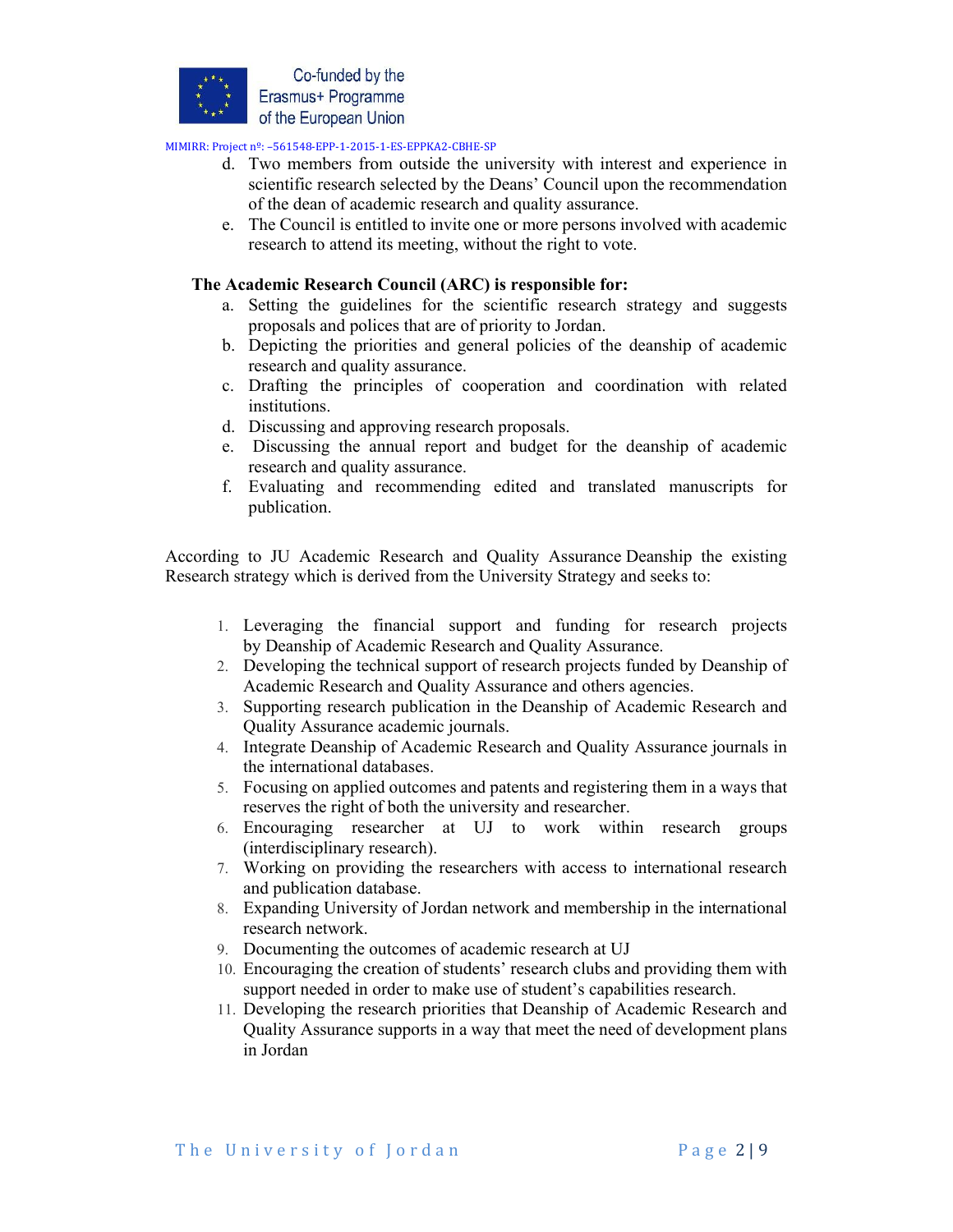d. Two members from outside the university with interest and experience in scientific research selected by the Deans' Council upon the recommendation of the dean of academic research and quality assurance.

e. The Council is entitled to invite one or more persons involved with academic research to attend its meeting, without the right to vote.

**The Academic Research Council (ARC) is responsible for:**

a. Setting the guidelines for the scientific research strategy and suggests proposals and polices that are of priority to Jordan.

b. Depicting the priorities and general policies of the deanship of academic research and quality assurance.

c. Drafting the principles of cooperation and coordination with related institutions.

d. Discussing and approving research proposals.

e. Discussing the annual report and budget for the deanship of academic research and quality assurance.

f. Evaluating and recommending edited and translated manuscripts for publication.

According to JU Academic Research and Quality Assurance Deanship the existing Research strategy which is derived from the University Strategy and seeks to:

1. Leveraging the financial support and funding for research projects by Deanship of Academic Research and Quality Assurance.
2. Developing the technical support of research projects funded by Deanship of Academic Research and Quality Assurance and others agencies.
3. Supporting research publication in the Deanship of Academic Research and Quality Assurance academic journals.
4. Integrate Deanship of Academic Research and Quality Assurance journals in the international databases.
5. Focusing on applied outcomes and patents and registering them in a ways that reserves the right of both the university and researcher.
6. Encouraging researcher at UJ to work within research groups (interdisciplinary research).
7. Working on providing the researchers with access to international research and publication database.
8. Expanding University of Jordan network and membership in the international research network.
9. Documenting the outcomes of academic research at UJ
10. Encouraging the creation of students' research clubs and providing them with support needed in order to make use of student's capabilities research.
11. Developing the research priorities that Deanship of Academic Research and Quality Assurance supports in a way that meet the need of development plans in Jordan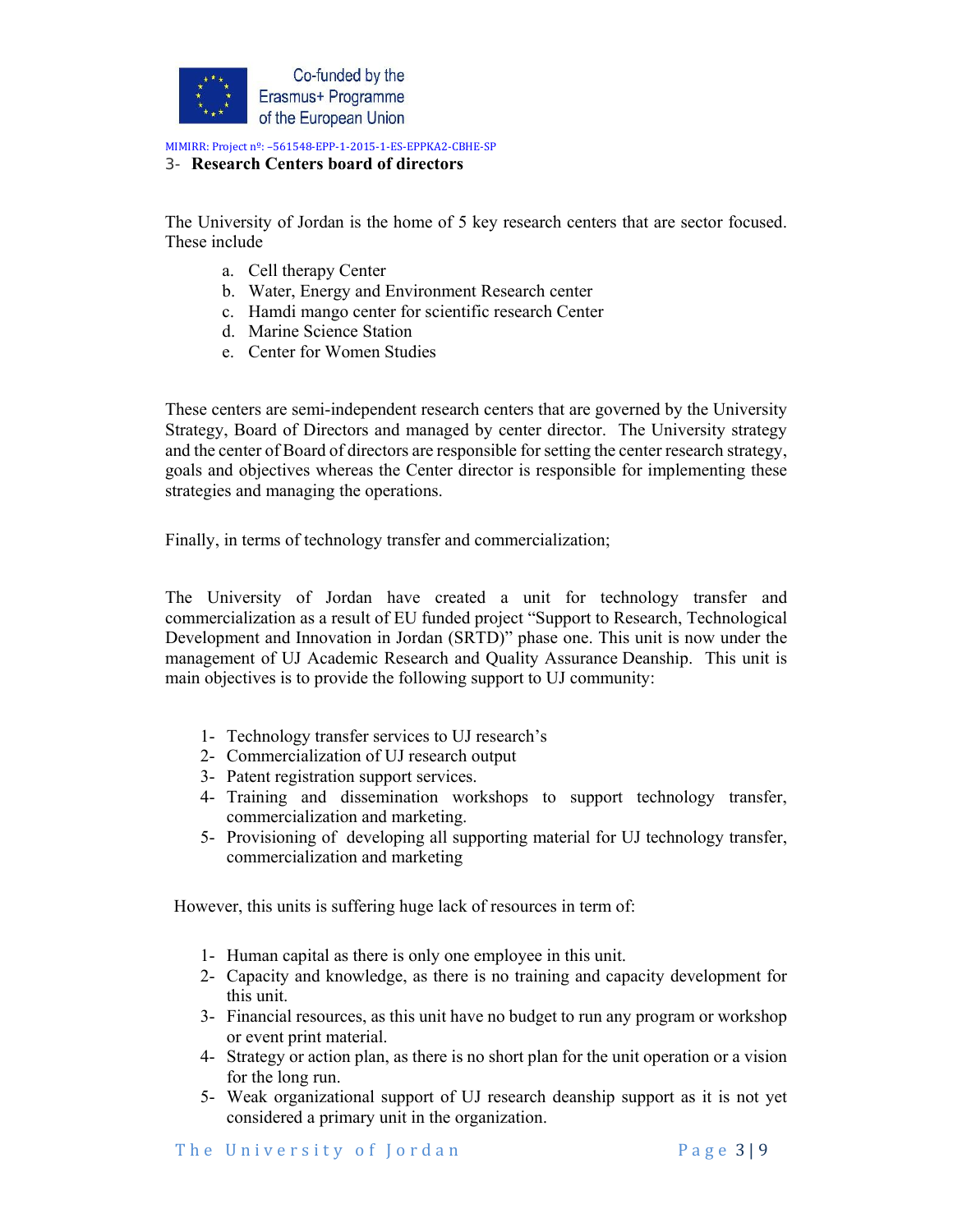### 3- Research Centers board of directors

The University of Jordan is the home of 5 key research centers that are sector focused. These include

a. Cell therapy Center
b. Water, Energy and Environment Research center
c. Hamdi mango center for scientific research Center
d. Marine Science Station
e. Center for Women Studies

These centers are semi-independent research centers that are governed by the University Strategy, Board of Directors and managed by center director. The University strategy and the center of Board of directors are responsible for setting the center research strategy, goals and objectives whereas the Center director is responsible for implementing these strategies and managing the operations.

Finally, in terms of technology transfer and commercialization;

The University of Jordan have created a unit for technology transfer and commercialization as a result of EU funded project "Support to Research, Technological Development and Innovation in Jordan (SRTD)" phase one. This unit is now under the management of UJ Academic Research and Quality Assurance Deanship. This unit is main objectives is to provide the following support to UJ community:

1- Technology transfer services to UJ research's
2- Commercialization of UJ research output
3- Patent registration support services.
4- Training and dissemination workshops to support technology transfer, commercialization and marketing.
5- Provisioning of developing all supporting material for UJ technology transfer, commercialization and marketing

However, this units is suffering huge lack of resources in term of:

1- Human capital as there is only one employee in this unit.
2- Capacity and knowledge, as there is no training and capacity development for this unit.
3- Financial resources, as this unit have no budget to run any program or workshop or event print material.
4- Strategy or action plan, as there is no short plan for the unit operation or a vision for the long run.
5- Weak organizational support of UJ research deanship support as it is not yet considered a primary unit in the organization.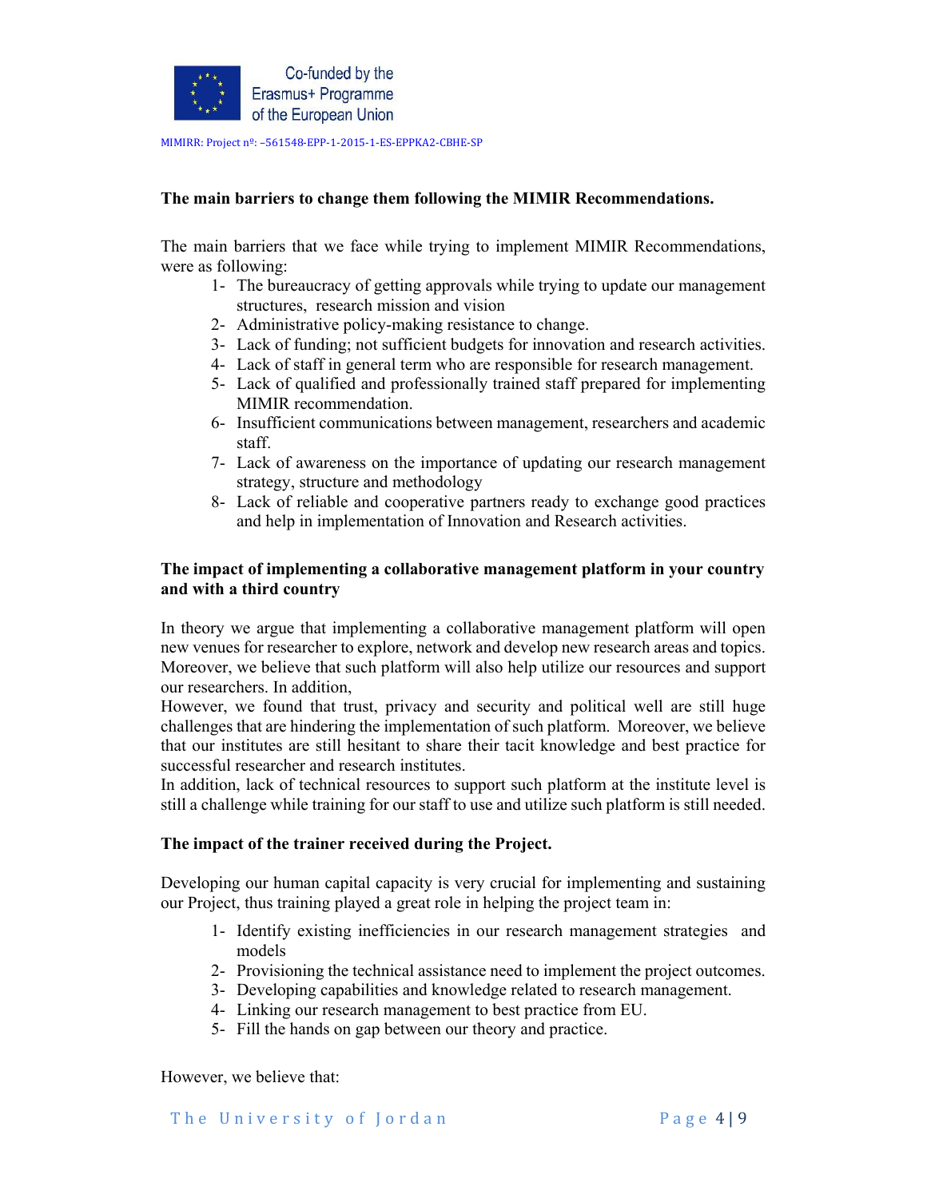**The main barriers to change them following the MIMIR Recommendations.**

The main barriers that we face while trying to implement MIMIR Recommendations, were as following:

1- The bureaucracy of getting approvals while trying to update our management structures, research mission and vision
2- Administrative policy-making resistance to change.
3- Lack of funding; not sufficient budgets for innovation and research activities.
4- Lack of staff in general term who are responsible for research management.
5- Lack of qualified and professionally trained staff prepared for implementing MIMIR recommendation.
6- Insufficient communications between management, researchers and academic staff.
7- Lack of awareness on the importance of updating our research management strategy, structure and methodology
8- Lack of reliable and cooperative partners ready to exchange good practices and help in implementation of Innovation and Research activities.

**The impact of implementing a collaborative management platform in your country and with a third country**

In theory we argue that implementing a collaborative management platform will open new venues for researcher to explore, network and develop new research areas and topics. Moreover, we believe that such platform will also help utilize our resources and support our researchers. In addition,

However, we found that trust, privacy and security and political well are still huge challenges that are hindering the implementation of such platform. Moreover, we believe that our institutes are still hesitant to share their tacit knowledge and best practice for successful researcher and research institutes.

In addition, lack of technical resources to support such platform at the institute level is still a challenge while training for our staff to use and utilize such platform is still needed.

**The impact of the trainer received during the Project.**

Developing our human capital capacity is very crucial for implementing and sustaining our Project, thus training played a great role in helping the project team in:

1- Identify existing inefficiencies in our research management strategies and models
2- Provisioning the technical assistance need to implement the project outcomes.
3- Developing capabilities and knowledge related to research management.
4- Linking our research management to best practice from EU.
5- Fill the hands on gap between our theory and practice.

However, we believe that: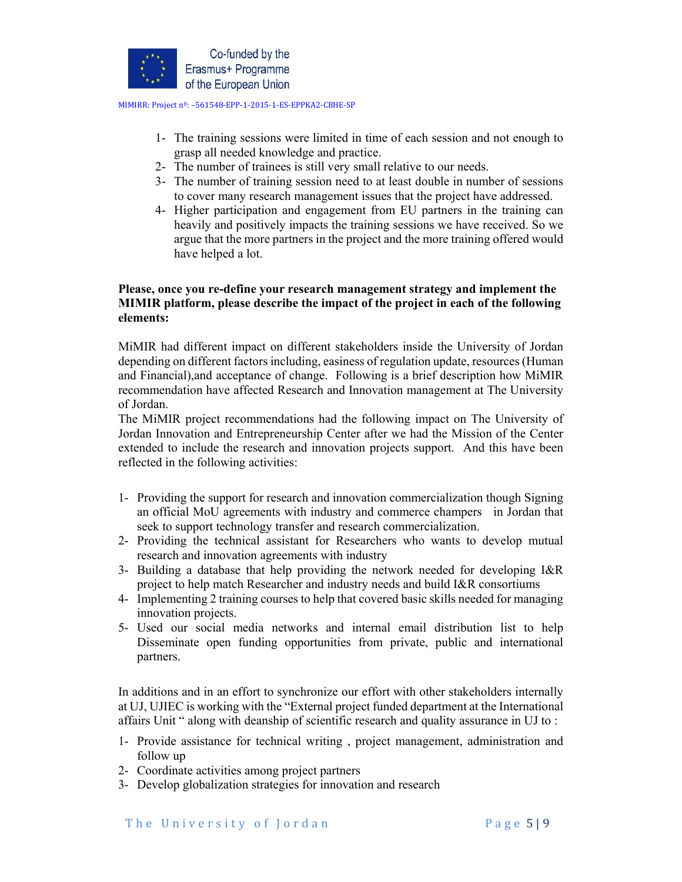1- The training sessions were limited in time of each session and not enough to grasp all needed knowledge and practice.
2- The number of trainees is still very small relative to our needs.
3- The number of training session need to at least double in number of sessions to cover many research management issues that the project have addressed.
4- Higher participation and engagement from EU partners in the training can heavily and positively impacts the training sessions we have received. So we argue that the more partners in the project and the more training offered would have helped a lot.

**Please, once you re-define your research management strategy and implement the MIMIR platform, please describe the impact of the project in each of the following elements:**

MiMIR had different impact on different stakeholders inside the University of Jordan depending on different factors including, easiness of regulation update, resources (Human and Financial),and acceptance of change. Following is a brief description how MiMIR recommendation have affected Research and Innovation management at The University of Jordan.
The MiMIR project recommendations had the following impact on The University of Jordan Innovation and Entrepreneurship Center after we had the Mission of the Center extended to include the research and innovation projects support. And this have been reflected in the following activities:

1- Providing the support for research and innovation commercialization though Signing an official MoU agreements with industry and commerce champers in Jordan that seek to support technology transfer and research commercialization.
2- Providing the technical assistant for Researchers who wants to develop mutual research and innovation agreements with industry
3- Building a database that help providing the network needed for developing I&R project to help match Researcher and industry needs and build I&R consortiums
4- Implementing 2 training courses to help that covered basic skills needed for managing innovation projects.
5- Used our social media networks and internal email distribution list to help Disseminate open funding opportunities from private, public and international partners.

In additions and in an effort to synchronize our effort with other stakeholders internally at UJ, UJIEC is working with the "External project funded department at the International affairs Unit " along with deanship of scientific research and quality assurance in UJ to :

1- Provide assistance for technical writing , project management, administration and follow up
2- Coordinate activities among project partners
3- Develop globalization strategies for innovation and research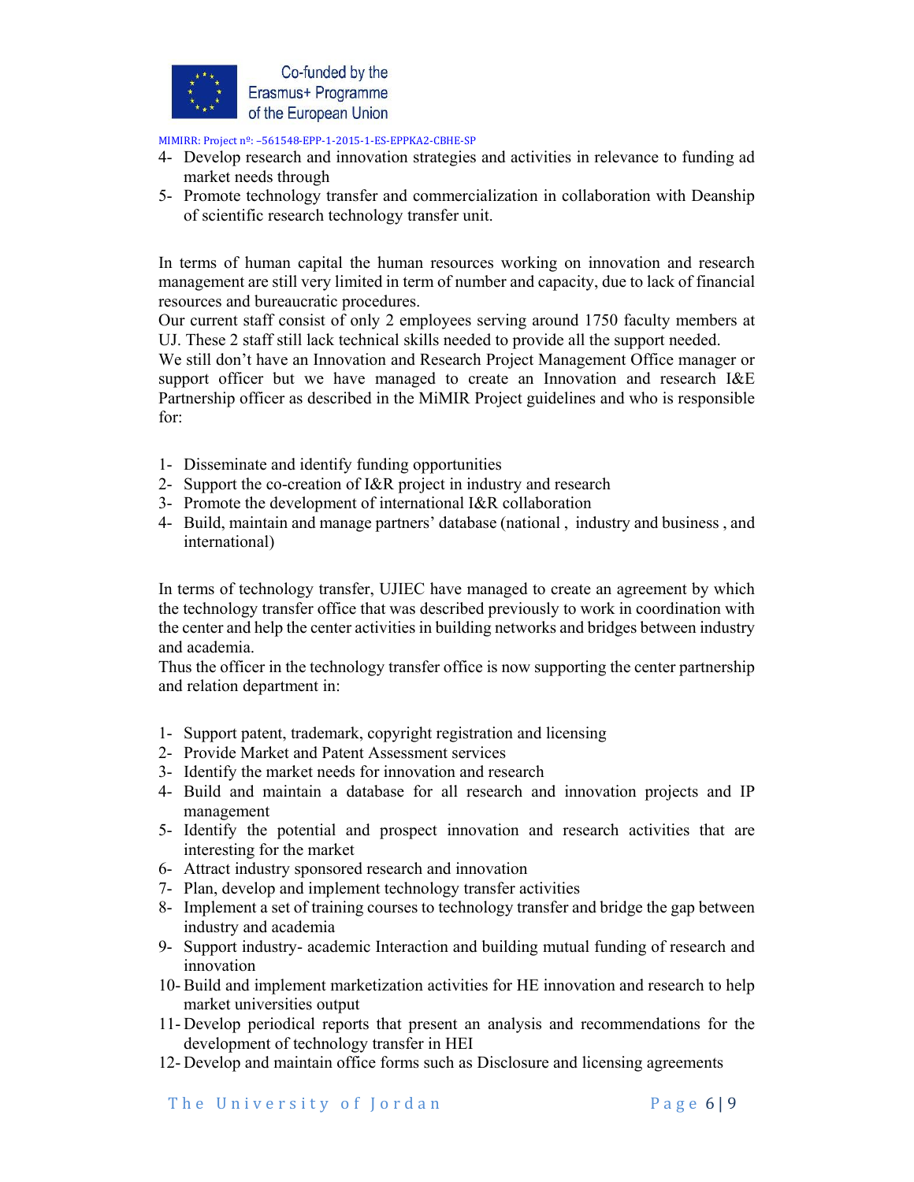4- Develop research and innovation strategies and activities in relevance to funding ad market needs through
5- Promote technology transfer and commercialization in collaboration with Deanship of scientific research technology transfer unit.

In terms of human capital the human resources working on innovation and research management are still very limited in term of number and capacity, due to lack of financial resources and bureaucratic procedures.
Our current staff consist of only 2 employees serving around 1750 faculty members at UJ. These 2 staff still lack technical skills needed to provide all the support needed.
We still don't have an Innovation and Research Project Management Office manager or support officer but we have managed to create an Innovation and research I&E Partnership officer as described in the MiMIR Project guidelines and who is responsible for:

1- Disseminate and identify funding opportunities
2- Support the co-creation of I&R project in industry and research
3- Promote the development of international I&R collaboration
4- Build, maintain and manage partners' database (national , industry and business , and international)

In terms of technology transfer, UJIEC have managed to create an agreement by which the technology transfer office that was described previously to work in coordination with the center and help the center activities in building networks and bridges between industry and academia.
Thus the officer in the technology transfer office is now supporting the center partnership and relation department in:

1- Support patent, trademark, copyright registration and licensing
2- Provide Market and Patent Assessment services
3- Identify the market needs for innovation and research
4- Build and maintain a database for all research and innovation projects and IP management
5- Identify the potential and prospect innovation and research activities that are interesting for the market
6- Attract industry sponsored research and innovation
7- Plan, develop and implement technology transfer activities
8- Implement a set of training courses to technology transfer and bridge the gap between industry and academia
9- Support industry- academic Interaction and building mutual funding of research and innovation
10- Build and implement marketization activities for HE innovation and research to help market universities output
11- Develop periodical reports that present an analysis and recommendations for the development of technology transfer in HEI
12- Develop and maintain office forms such as Disclosure and licensing agreements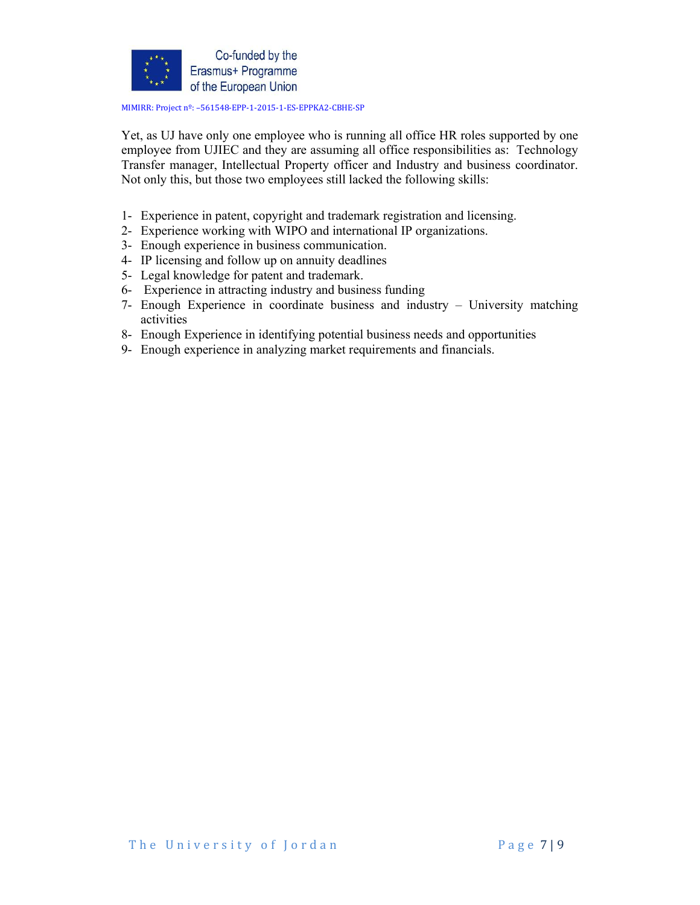Yet, as UJ have only one employee who is running all office HR roles supported by one employee from UJIEC and they are assuming all office responsibilities as: Technology Transfer manager, Intellectual Property officer and Industry and business coordinator. Not only this, but those two employees still lacked the following skills:

1- Experience in patent, copyright and trademark registration and licensing.
2- Experience working with WIPO and international IP organizations.
3- Enough experience in business communication.
4- IP licensing and follow up on annuity deadlines
5- Legal knowledge for patent and trademark.
6- Experience in attracting industry and business funding
7- Enough Experience in coordinate business and industry – University matching activities
8- Enough Experience in identifying potential business needs and opportunities
9- Enough experience in analyzing market requirements and financials.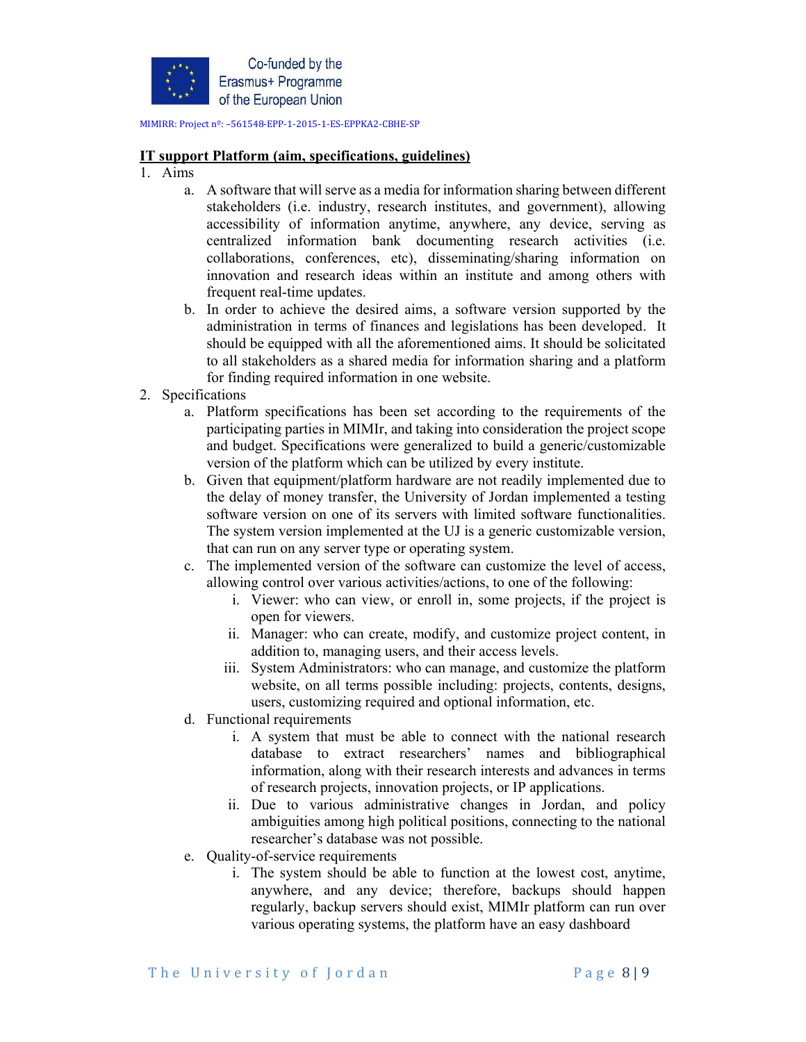**<u>IT support Platform (aim, specifications, guidelines)</u>**

1. Aims
   a. A software that will serve as a media for information sharing between different stakeholders (i.e. industry, research institutes, and government), allowing accessibility of information anytime, anywhere, any device, serving as centralized information bank documenting research activities (i.e. collaborations, conferences, etc), disseminating/sharing information on innovation and research ideas within an institute and among others with frequent real-time updates.
   b. In order to achieve the desired aims, a software version supported by the administration in terms of finances and legislations has been developed. It should be equipped with all the aforementioned aims. It should be solicitated to all stakeholders as a shared media for information sharing and a platform for finding required information in one website.
2. Specifications
   a. Platform specifications has been set according to the requirements of the participating parties in MIMIr, and taking into consideration the project scope and budget. Specifications were generalized to build a generic/customizable version of the platform which can be utilized by every institute.
   b. Given that equipment/platform hardware are not readily implemented due to the delay of money transfer, the University of Jordan implemented a testing software version on one of its servers with limited software functionalities. The system version implemented at the UJ is a generic customizable version, that can run on any server type or operating system.
   c. The implemented version of the software can customize the level of access, allowing control over various activities/actions, to one of the following:
      i. Viewer: who can view, or enroll in, some projects, if the project is open for viewers.
      ii. Manager: who can create, modify, and customize project content, in addition to, managing users, and their access levels.
      iii. System Administrators: who can manage, and customize the platform website, on all terms possible including: projects, contents, designs, users, customizing required and optional information, etc.
   d. Functional requirements
      i. A system that must be able to connect with the national research database to extract researchers' names and bibliographical information, along with their research interests and advances in terms of research projects, innovation projects, or IP applications.
      ii. Due to various administrative changes in Jordan, and policy ambiguities among high political positions, connecting to the national researcher's database was not possible.
   e. Quality-of-service requirements
      i. The system should be able to function at the lowest cost, anytime, anywhere, and any device; therefore, backups should happen regularly, backup servers should exist, MIMIr platform can run over various operating systems, the platform have an easy dashboard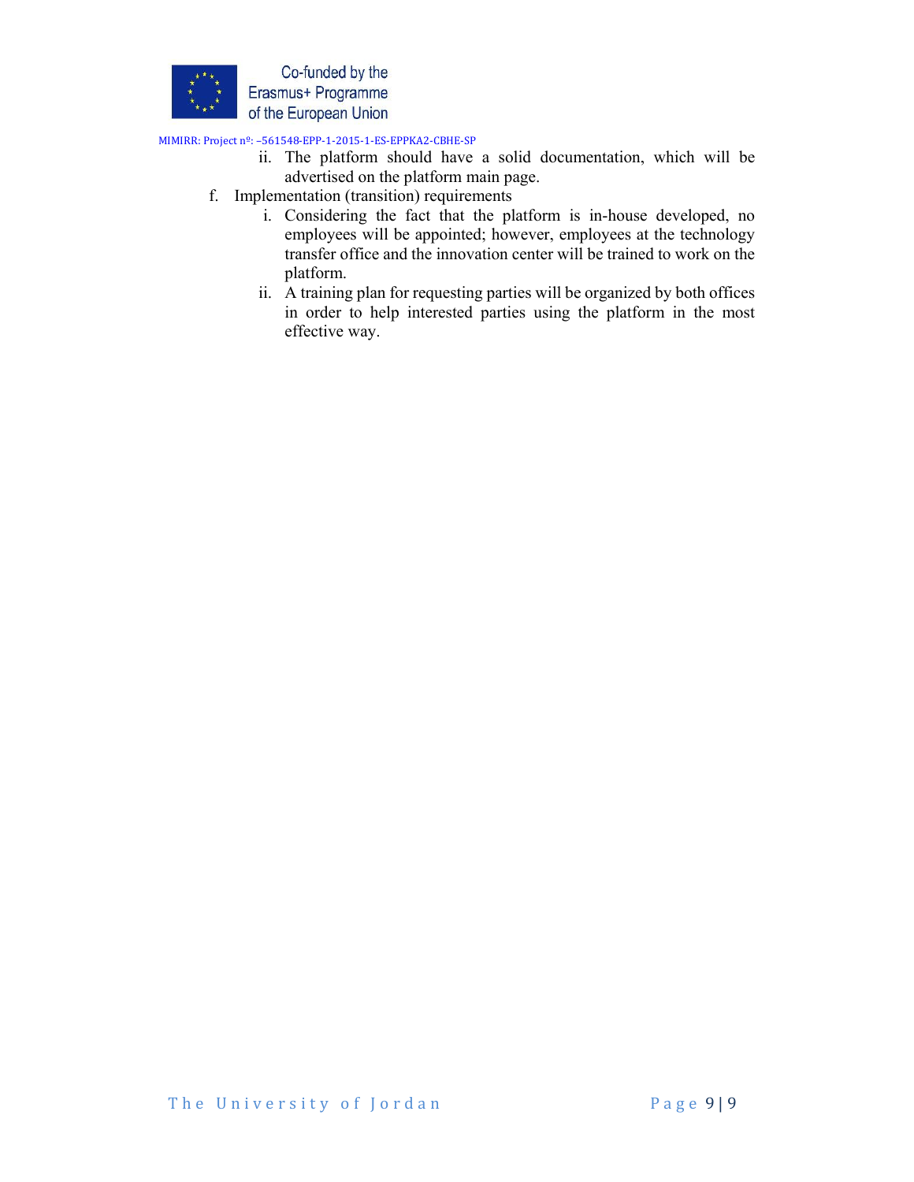ii. The platform should have a solid documentation, which will be advertised on the platform main page.

f. Implementation (transition) requirements
   i. Considering the fact that the platform is in-house developed, no employees will be appointed; however, employees at the technology transfer office and the innovation center will be trained to work on the platform.
   ii. A training plan for requesting parties will be organized by both offices in order to help interested parties using the platform in the most effective way.